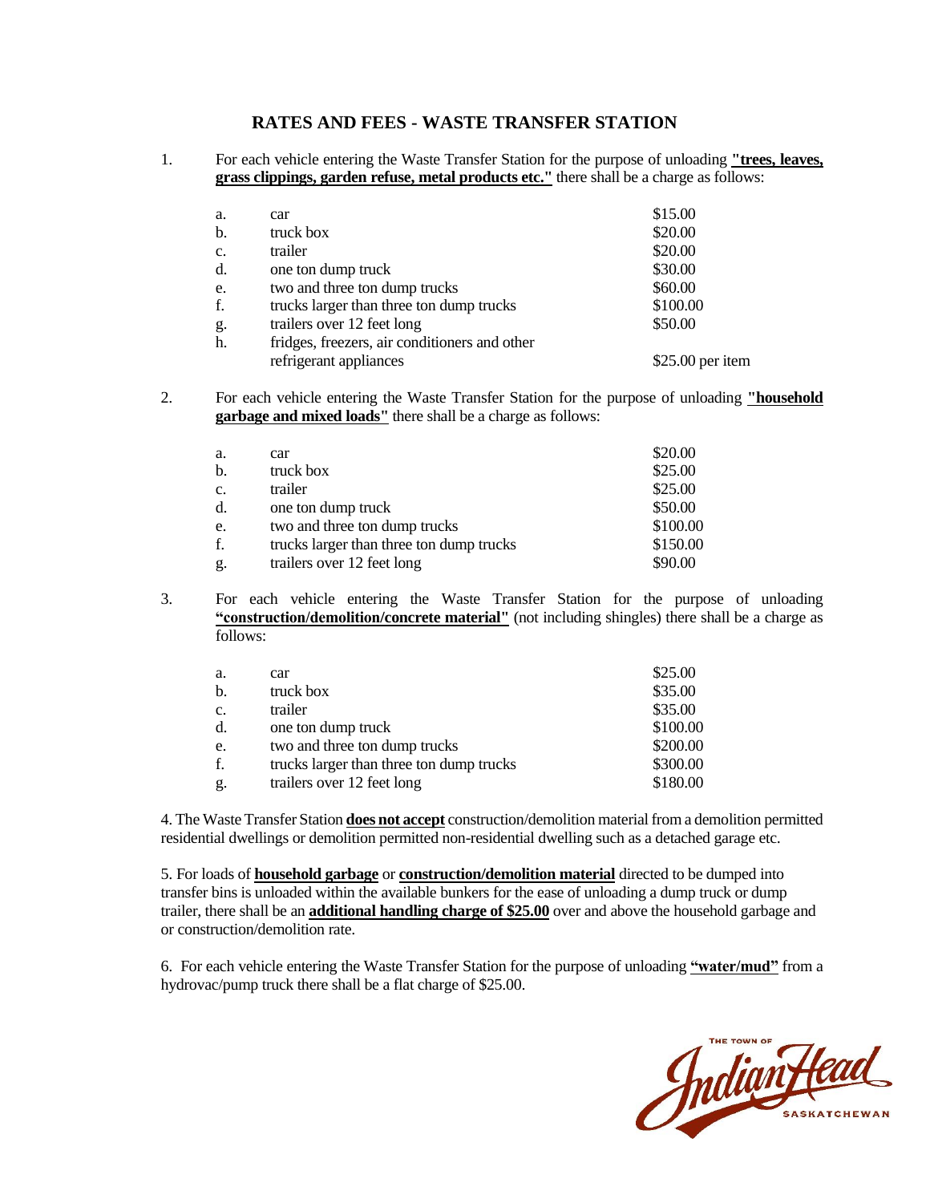# RATES AND FEES - WASTE TRANSFER STATION

1. For each vehicle entering the Waste Transfer Station for the purpose of unloading **"trees, leaves, grass clippings, garden refuse, metal products etc."** there shall be a charge as follows:

| | | |
|---|---|---|
| a. | car | $15.00 |
| b. | truck box | $20.00 |
| c. | trailer | $20.00 |
| d. | one ton dump truck | $30.00 |
| e. | two and three ton dump trucks | $60.00 |
| f. | trucks larger than three ton dump trucks | $100.00 |
| g. | trailers over 12 feet long | $50.00 |
| h. | fridges, freezers, air conditioners and other refrigerant appliances | $25.00 per item |

2. For each vehicle entering the Waste Transfer Station for the purpose of unloading **"household garbage and mixed loads"** there shall be a charge as follows:

| | | |
|---|---|---|
| a. | car | $20.00 |
| b. | truck box | $25.00 |
| c. | trailer | $25.00 |
| d. | one ton dump truck | $50.00 |
| e. | two and three ton dump trucks | $100.00 |
| f. | trucks larger than three ton dump trucks | $150.00 |
| g. | trailers over 12 feet long | $90.00 |

3. For each vehicle entering the Waste Transfer Station for the purpose of unloading **"construction/demolition/concrete material"** (not including shingles) there shall be a charge as follows:

| | | |
|---|---|---|
| a. | car | $25.00 |
| b. | truck box | $35.00 |
| c. | trailer | $35.00 |
| d. | one ton dump truck | $100.00 |
| e. | two and three ton dump trucks | $200.00 |
| f. | trucks larger than three ton dump trucks | $300.00 |
| g. | trailers over 12 feet long | $180.00 |

4. The Waste Transfer Station **does not accept** construction/demolition material from a demolition permitted residential dwellings or demolition permitted non-residential dwelling such as a detached garage etc.

5. For loads of **household garbage** or **construction/demolition material** directed to be dumped into transfer bins is unloaded within the available bunkers for the ease of unloading a dump truck or dump trailer, there shall be an **additional handling charge of $25.00** over and above the household garbage and or construction/demolition rate.

6. For each vehicle entering the Waste Transfer Station for the purpose of unloading **"water/mud"** from a hydrovac/pump truck there shall be a flat charge of $25.00.

THE TOWN OF Indian Head SASKATCHEWAN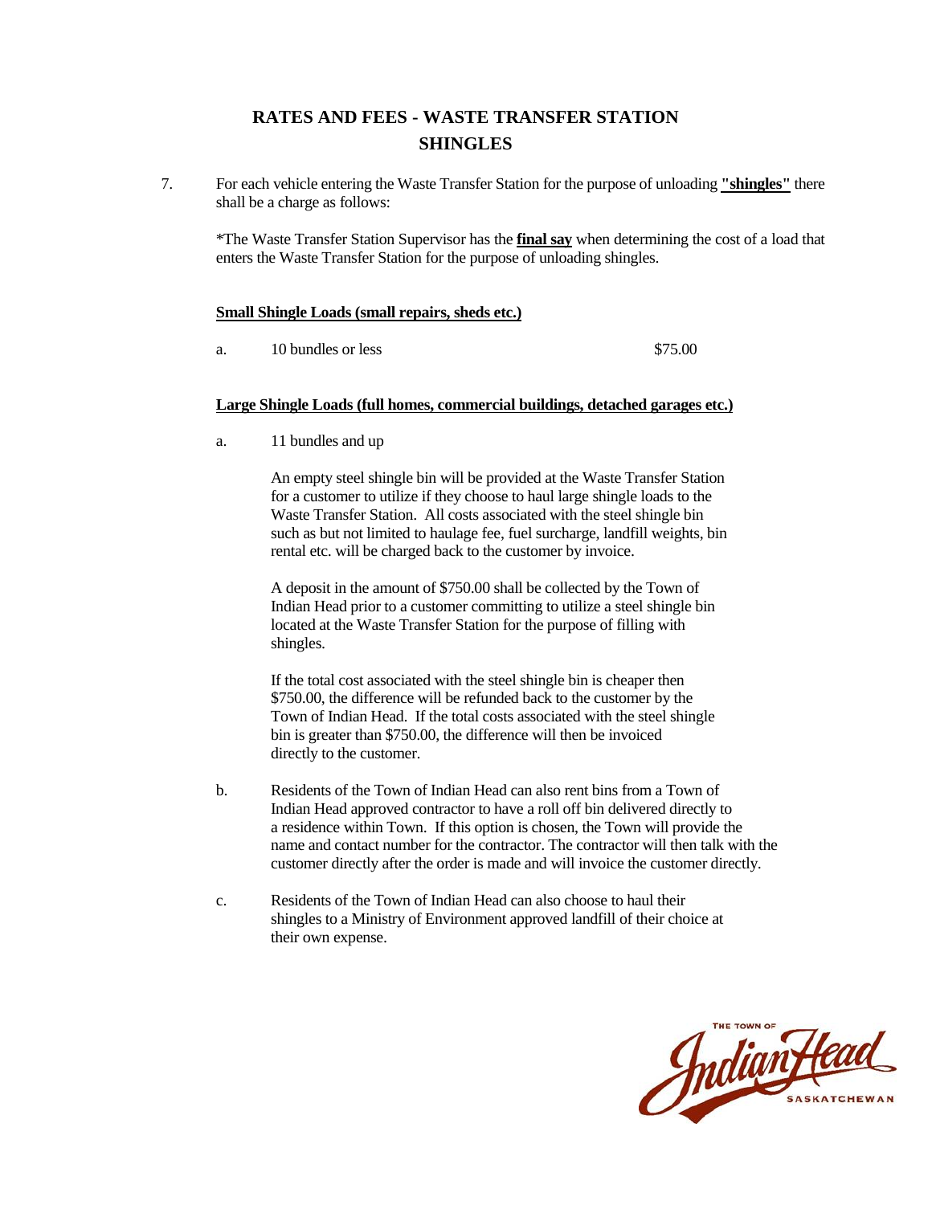# RATES AND FEES - WASTE TRANSFER STATION
## SHINGLES

7. For each vehicle entering the Waste Transfer Station for the purpose of unloading **"shingles"** there shall be a charge as follows:

   *The Waste Transfer Station Supervisor has the **final say** when determining the cost of a load that enters the Waste Transfer Station for the purpose of unloading shingles.

   **Small Shingle Loads (small repairs, sheds etc.)**

   a. 10 bundles or less $75.00

   **Large Shingle Loads (full homes, commercial buildings, detached garages etc.)**

   a. 11 bundles and up

      An empty steel shingle bin will be provided at the Waste Transfer Station for a customer to utilize if they choose to haul large shingle loads to the Waste Transfer Station. All costs associated with the steel shingle bin such as but not limited to haulage fee, fuel surcharge, landfill weights, bin rental etc. will be charged back to the customer by invoice.

      A deposit in the amount of $750.00 shall be collected by the Town of Indian Head prior to a customer committing to utilize a steel shingle bin located at the Waste Transfer Station for the purpose of filling with shingles.

      If the total cost associated with the steel shingle bin is cheaper then $750.00, the difference will be refunded back to the customer by the Town of Indian Head. If the total costs associated with the steel shingle bin is greater than $750.00, the difference will then be invoiced directly to the customer.

   b. Residents of the Town of Indian Head can also rent bins from a Town of Indian Head approved contractor to have a roll off bin delivered directly to a residence within Town. If this option is chosen, the Town will provide the name and contact number for the contractor. The contractor will then talk with the customer directly after the order is made and will invoice the customer directly.

   c. Residents of the Town of Indian Head can also choose to haul their shingles to a Ministry of Environment approved landfill of their choice at their own expense.